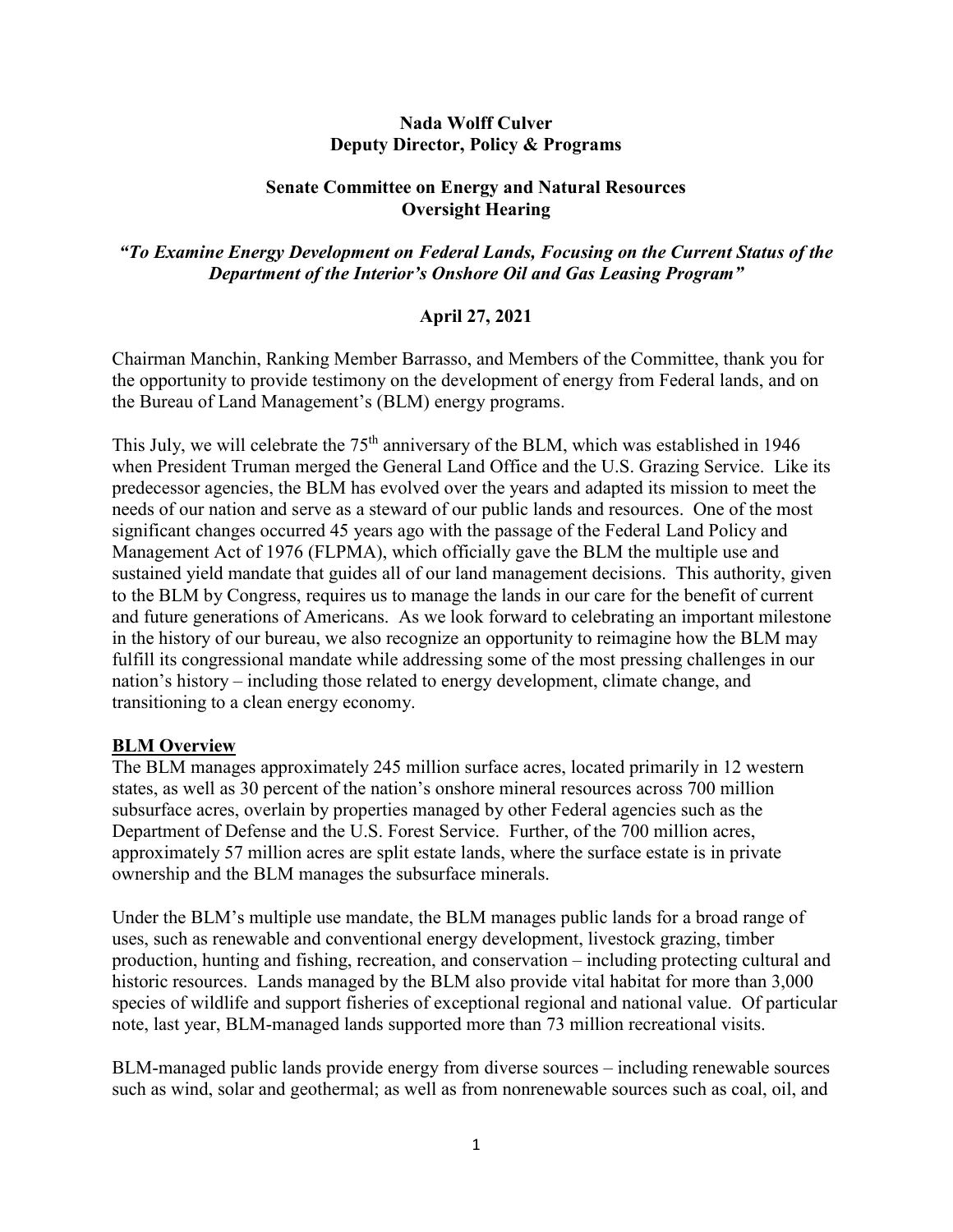**Nada Wolff Culver**
**Deputy Director, Policy & Programs**

**Senate Committee on Energy and Natural Resources**
**Oversight Hearing**

***"To Examine Energy Development on Federal Lands, Focusing on the Current Status of the Department of the Interior's Onshore Oil and Gas Leasing Program"***

**April 27, 2021**

Chairman Manchin, Ranking Member Barrasso, and Members of the Committee, thank you for the opportunity to provide testimony on the development of energy from Federal lands, and on the Bureau of Land Management's (BLM) energy programs.

This July, we will celebrate the 75th anniversary of the BLM, which was established in 1946 when President Truman merged the General Land Office and the U.S. Grazing Service. Like its predecessor agencies, the BLM has evolved over the years and adapted its mission to meet the needs of our nation and serve as a steward of our public lands and resources. One of the most significant changes occurred 45 years ago with the passage of the Federal Land Policy and Management Act of 1976 (FLPMA), which officially gave the BLM the multiple use and sustained yield mandate that guides all of our land management decisions. This authority, given to the BLM by Congress, requires us to manage the lands in our care for the benefit of current and future generations of Americans. As we look forward to celebrating an important milestone in the history of our bureau, we also recognize an opportunity to reimagine how the BLM may fulfill its congressional mandate while addressing some of the most pressing challenges in our nation's history – including those related to energy development, climate change, and transitioning to a clean energy economy.

## BLM Overview

The BLM manages approximately 245 million surface acres, located primarily in 12 western states, as well as 30 percent of the nation's onshore mineral resources across 700 million subsurface acres, overlain by properties managed by other Federal agencies such as the Department of Defense and the U.S. Forest Service. Further, of the 700 million acres, approximately 57 million acres are split estate lands, where the surface estate is in private ownership and the BLM manages the subsurface minerals.

Under the BLM's multiple use mandate, the BLM manages public lands for a broad range of uses, such as renewable and conventional energy development, livestock grazing, timber production, hunting and fishing, recreation, and conservation – including protecting cultural and historic resources. Lands managed by the BLM also provide vital habitat for more than 3,000 species of wildlife and support fisheries of exceptional regional and national value. Of particular note, last year, BLM-managed lands supported more than 73 million recreational visits.

BLM-managed public lands provide energy from diverse sources – including renewable sources such as wind, solar and geothermal; as well as from nonrenewable sources such as coal, oil, and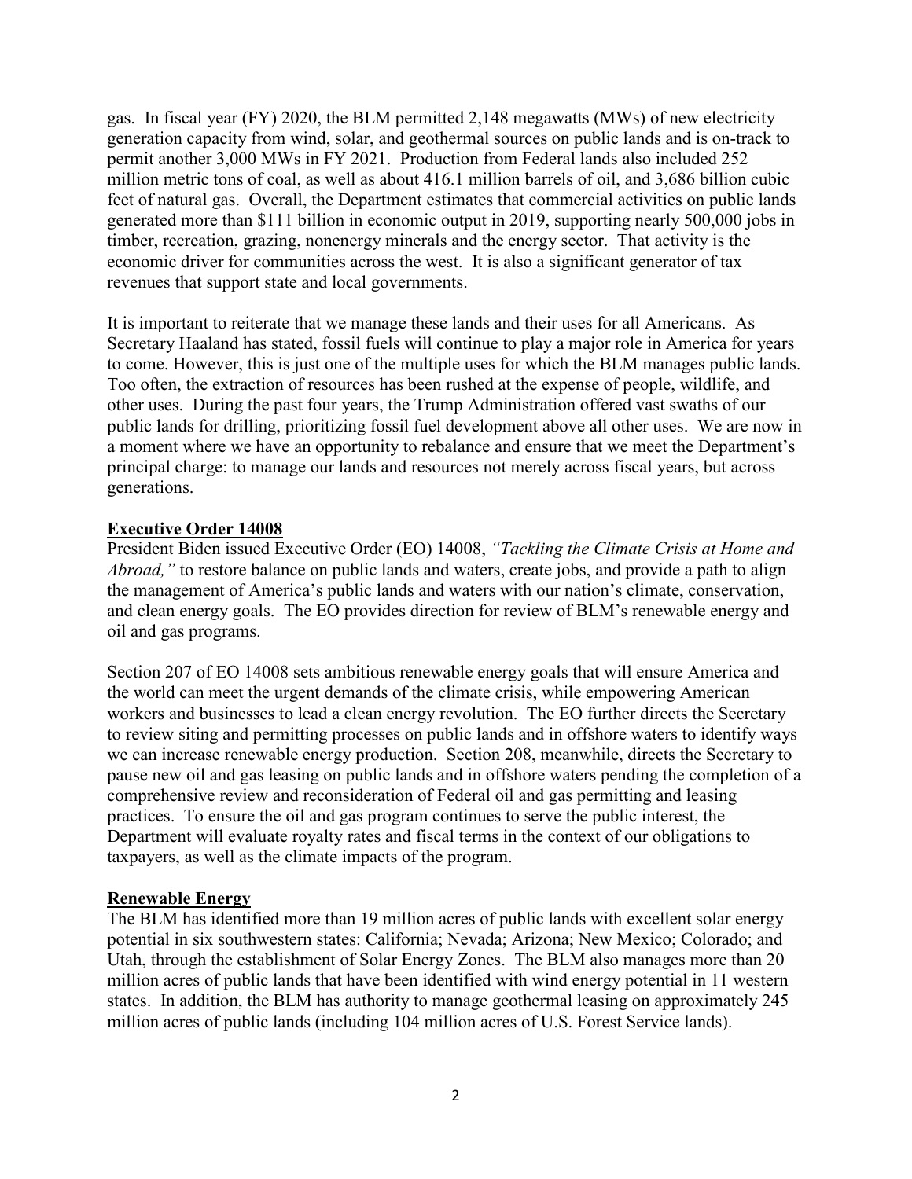gas. In fiscal year (FY) 2020, the BLM permitted 2,148 megawatts (MWs) of new electricity generation capacity from wind, solar, and geothermal sources on public lands and is on-track to permit another 3,000 MWs in FY 2021. Production from Federal lands also included 252 million metric tons of coal, as well as about 416.1 million barrels of oil, and 3,686 billion cubic feet of natural gas. Overall, the Department estimates that commercial activities on public lands generated more than $111 billion in economic output in 2019, supporting nearly 500,000 jobs in timber, recreation, grazing, nonenergy minerals and the energy sector. That activity is the economic driver for communities across the west. It is also a significant generator of tax revenues that support state and local governments.

It is important to reiterate that we manage these lands and their uses for all Americans. As Secretary Haaland has stated, fossil fuels will continue to play a major role in America for years to come. However, this is just one of the multiple uses for which the BLM manages public lands. Too often, the extraction of resources has been rushed at the expense of people, wildlife, and other uses. During the past four years, the Trump Administration offered vast swaths of our public lands for drilling, prioritizing fossil fuel development above all other uses. We are now in a moment where we have an opportunity to rebalance and ensure that we meet the Department's principal charge: to manage our lands and resources not merely across fiscal years, but across generations.

## Executive Order 14008

President Biden issued Executive Order (EO) 14008, *"Tackling the Climate Crisis at Home and Abroad,"* to restore balance on public lands and waters, create jobs, and provide a path to align the management of America's public lands and waters with our nation's climate, conservation, and clean energy goals. The EO provides direction for review of BLM's renewable energy and oil and gas programs.

Section 207 of EO 14008 sets ambitious renewable energy goals that will ensure America and the world can meet the urgent demands of the climate crisis, while empowering American workers and businesses to lead a clean energy revolution. The EO further directs the Secretary to review siting and permitting processes on public lands and in offshore waters to identify ways we can increase renewable energy production. Section 208, meanwhile, directs the Secretary to pause new oil and gas leasing on public lands and in offshore waters pending the completion of a comprehensive review and reconsideration of Federal oil and gas permitting and leasing practices. To ensure the oil and gas program continues to serve the public interest, the Department will evaluate royalty rates and fiscal terms in the context of our obligations to taxpayers, as well as the climate impacts of the program.

## Renewable Energy

The BLM has identified more than 19 million acres of public lands with excellent solar energy potential in six southwestern states: California; Nevada; Arizona; New Mexico; Colorado; and Utah, through the establishment of Solar Energy Zones. The BLM also manages more than 20 million acres of public lands that have been identified with wind energy potential in 11 western states. In addition, the BLM has authority to manage geothermal leasing on approximately 245 million acres of public lands (including 104 million acres of U.S. Forest Service lands).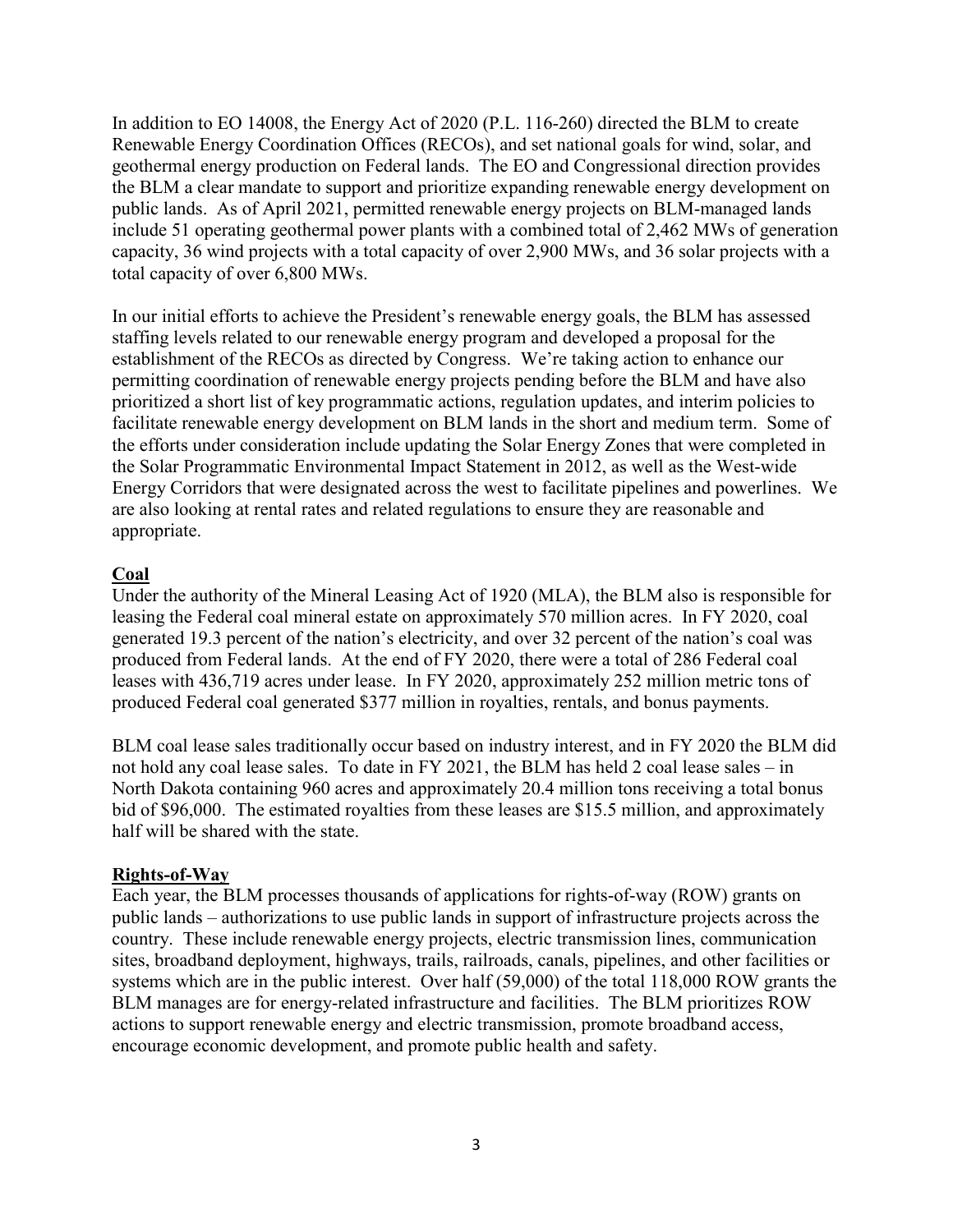In addition to EO 14008, the Energy Act of 2020 (P.L. 116-260) directed the BLM to create Renewable Energy Coordination Offices (RECOs), and set national goals for wind, solar, and geothermal energy production on Federal lands. The EO and Congressional direction provides the BLM a clear mandate to support and prioritize expanding renewable energy development on public lands. As of April 2021, permitted renewable energy projects on BLM-managed lands include 51 operating geothermal power plants with a combined total of 2,462 MWs of generation capacity, 36 wind projects with a total capacity of over 2,900 MWs, and 36 solar projects with a total capacity of over 6,800 MWs.

In our initial efforts to achieve the President's renewable energy goals, the BLM has assessed staffing levels related to our renewable energy program and developed a proposal for the establishment of the RECOs as directed by Congress. We're taking action to enhance our permitting coordination of renewable energy projects pending before the BLM and have also prioritized a short list of key programmatic actions, regulation updates, and interim policies to facilitate renewable energy development on BLM lands in the short and medium term. Some of the efforts under consideration include updating the Solar Energy Zones that were completed in the Solar Programmatic Environmental Impact Statement in 2012, as well as the West-wide Energy Corridors that were designated across the west to facilitate pipelines and powerlines. We are also looking at rental rates and related regulations to ensure they are reasonable and appropriate.

**Coal**

Under the authority of the Mineral Leasing Act of 1920 (MLA), the BLM also is responsible for leasing the Federal coal mineral estate on approximately 570 million acres. In FY 2020, coal generated 19.3 percent of the nation's electricity, and over 32 percent of the nation's coal was produced from Federal lands. At the end of FY 2020, there were a total of 286 Federal coal leases with 436,719 acres under lease. In FY 2020, approximately 252 million metric tons of produced Federal coal generated $377 million in royalties, rentals, and bonus payments.

BLM coal lease sales traditionally occur based on industry interest, and in FY 2020 the BLM did not hold any coal lease sales. To date in FY 2021, the BLM has held 2 coal lease sales – in North Dakota containing 960 acres and approximately 20.4 million tons receiving a total bonus bid of $96,000. The estimated royalties from these leases are $15.5 million, and approximately half will be shared with the state.

**Rights-of-Way**

Each year, the BLM processes thousands of applications for rights-of-way (ROW) grants on public lands – authorizations to use public lands in support of infrastructure projects across the country. These include renewable energy projects, electric transmission lines, communication sites, broadband deployment, highways, trails, railroads, canals, pipelines, and other facilities or systems which are in the public interest. Over half (59,000) of the total 118,000 ROW grants the BLM manages are for energy-related infrastructure and facilities. The BLM prioritizes ROW actions to support renewable energy and electric transmission, promote broadband access, encourage economic development, and promote public health and safety.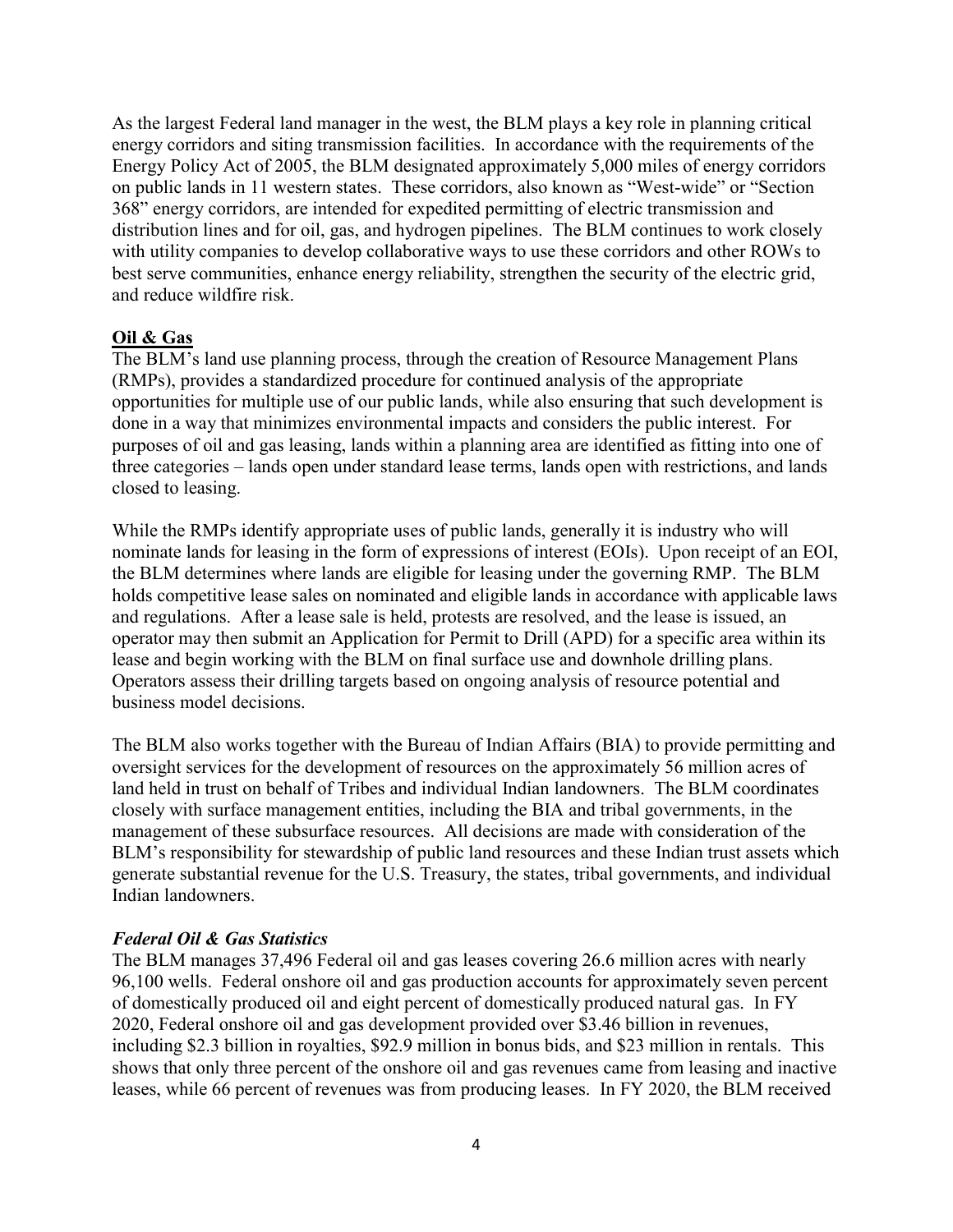As the largest Federal land manager in the west, the BLM plays a key role in planning critical energy corridors and siting transmission facilities. In accordance with the requirements of the Energy Policy Act of 2005, the BLM designated approximately 5,000 miles of energy corridors on public lands in 11 western states. These corridors, also known as "West-wide" or "Section 368" energy corridors, are intended for expedited permitting of electric transmission and distribution lines and for oil, gas, and hydrogen pipelines. The BLM continues to work closely with utility companies to develop collaborative ways to use these corridors and other ROWs to best serve communities, enhance energy reliability, strengthen the security of the electric grid, and reduce wildfire risk.

**Oil & Gas**

The BLM's land use planning process, through the creation of Resource Management Plans (RMPs), provides a standardized procedure for continued analysis of the appropriate opportunities for multiple use of our public lands, while also ensuring that such development is done in a way that minimizes environmental impacts and considers the public interest. For purposes of oil and gas leasing, lands within a planning area are identified as fitting into one of three categories – lands open under standard lease terms, lands open with restrictions, and lands closed to leasing.

While the RMPs identify appropriate uses of public lands, generally it is industry who will nominate lands for leasing in the form of expressions of interest (EOIs). Upon receipt of an EOI, the BLM determines where lands are eligible for leasing under the governing RMP. The BLM holds competitive lease sales on nominated and eligible lands in accordance with applicable laws and regulations. After a lease sale is held, protests are resolved, and the lease is issued, an operator may then submit an Application for Permit to Drill (APD) for a specific area within its lease and begin working with the BLM on final surface use and downhole drilling plans. Operators assess their drilling targets based on ongoing analysis of resource potential and business model decisions.

The BLM also works together with the Bureau of Indian Affairs (BIA) to provide permitting and oversight services for the development of resources on the approximately 56 million acres of land held in trust on behalf of Tribes and individual Indian landowners. The BLM coordinates closely with surface management entities, including the BIA and tribal governments, in the management of these subsurface resources. All decisions are made with consideration of the BLM's responsibility for stewardship of public land resources and these Indian trust assets which generate substantial revenue for the U.S. Treasury, the states, tribal governments, and individual Indian landowners.

***Federal Oil & Gas Statistics***

The BLM manages 37,496 Federal oil and gas leases covering 26.6 million acres with nearly 96,100 wells. Federal onshore oil and gas production accounts for approximately seven percent of domestically produced oil and eight percent of domestically produced natural gas. In FY 2020, Federal onshore oil and gas development provided over $3.46 billion in revenues, including $2.3 billion in royalties, $92.9 million in bonus bids, and $23 million in rentals. This shows that only three percent of the onshore oil and gas revenues came from leasing and inactive leases, while 66 percent of revenues was from producing leases. In FY 2020, the BLM received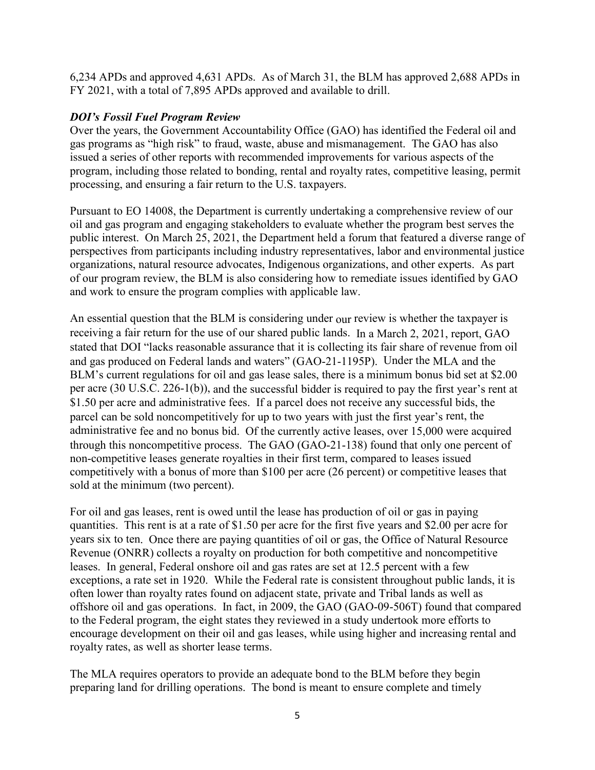6,234 APDs and approved 4,631 APDs. As of March 31, the BLM has approved 2,688 APDs in FY 2021, with a total of 7,895 APDs approved and available to drill.

***DOI's Fossil Fuel Program Review***

Over the years, the Government Accountability Office (GAO) has identified the Federal oil and gas programs as "high risk" to fraud, waste, abuse and mismanagement. The GAO has also issued a series of other reports with recommended improvements for various aspects of the program, including those related to bonding, rental and royalty rates, competitive leasing, permit processing, and ensuring a fair return to the U.S. taxpayers.

Pursuant to EO 14008, the Department is currently undertaking a comprehensive review of our oil and gas program and engaging stakeholders to evaluate whether the program best serves the public interest. On March 25, 2021, the Department held a forum that featured a diverse range of perspectives from participants including industry representatives, labor and environmental justice organizations, natural resource advocates, Indigenous organizations, and other experts. As part of our program review, the BLM is also considering how to remediate issues identified by GAO and work to ensure the program complies with applicable law.

An essential question that the BLM is considering under our review is whether the taxpayer is receiving a fair return for the use of our shared public lands. In a March 2, 2021, report, GAO stated that DOI "lacks reasonable assurance that it is collecting its fair share of revenue from oil and gas produced on Federal lands and waters" (GAO-21-1195P). Under the MLA and the BLM's current regulations for oil and gas lease sales, there is a minimum bonus bid set at $2.00 per acre (30 U.S.C. 226-1(b)), and the successful bidder is required to pay the first year's rent at $1.50 per acre and administrative fees. If a parcel does not receive any successful bids, the parcel can be sold noncompetitively for up to two years with just the first year's rent, the administrative fee and no bonus bid. Of the currently active leases, over 15,000 were acquired through this noncompetitive process. The GAO (GAO-21-138) found that only one percent of non-competitive leases generate royalties in their first term, compared to leases issued competitively with a bonus of more than $100 per acre (26 percent) or competitive leases that sold at the minimum (two percent).

For oil and gas leases, rent is owed until the lease has production of oil or gas in paying quantities. This rent is at a rate of $1.50 per acre for the first five years and $2.00 per acre for years six to ten. Once there are paying quantities of oil or gas, the Office of Natural Resource Revenue (ONRR) collects a royalty on production for both competitive and noncompetitive leases. In general, Federal onshore oil and gas rates are set at 12.5 percent with a few exceptions, a rate set in 1920. While the Federal rate is consistent throughout public lands, it is often lower than royalty rates found on adjacent state, private and Tribal lands as well as offshore oil and gas operations. In fact, in 2009, the GAO (GAO-09-506T) found that compared to the Federal program, the eight states they reviewed in a study undertook more efforts to encourage development on their oil and gas leases, while using higher and increasing rental and royalty rates, as well as shorter lease terms.

The MLA requires operators to provide an adequate bond to the BLM before they begin preparing land for drilling operations. The bond is meant to ensure complete and timely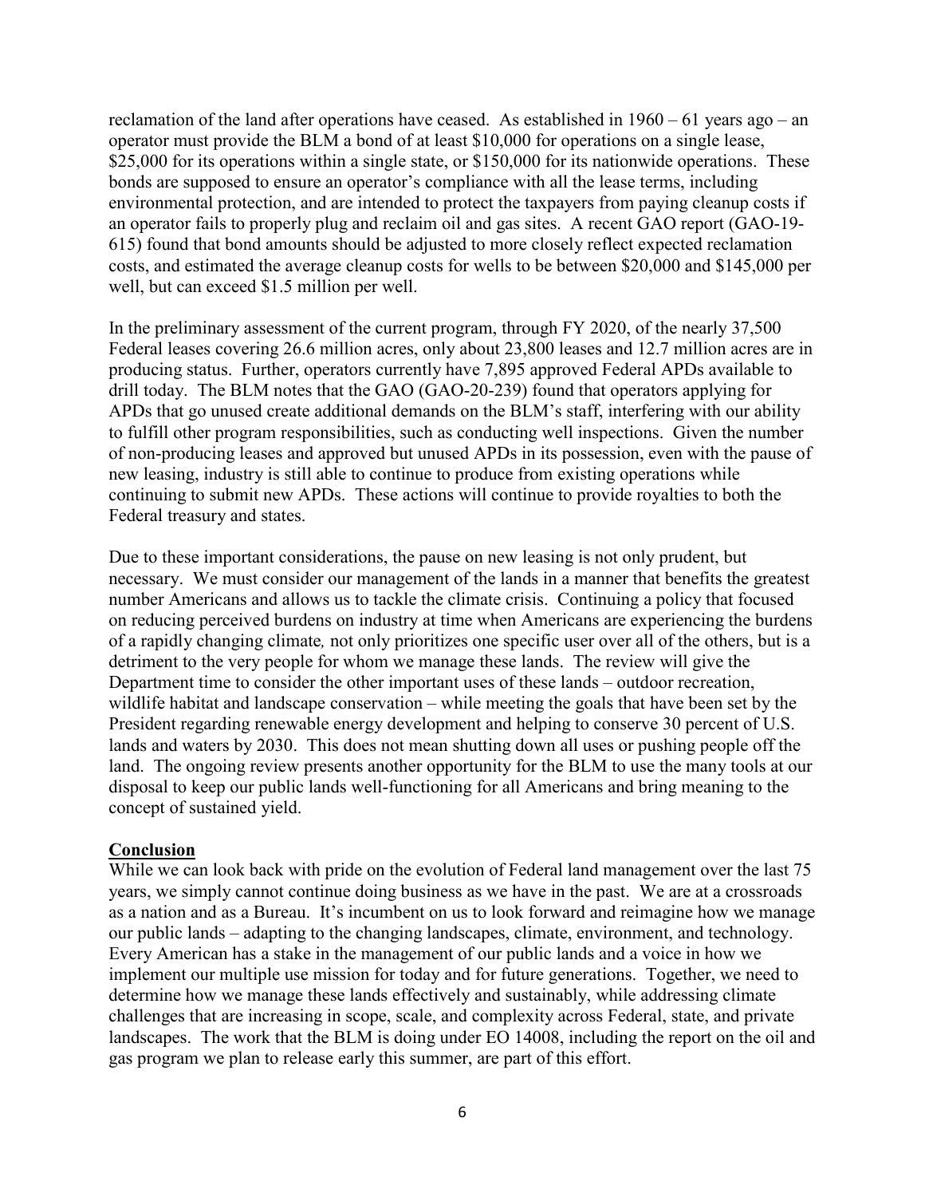reclamation of the land after operations have ceased. As established in 1960 – 61 years ago – an operator must provide the BLM a bond of at least $10,000 for operations on a single lease, $25,000 for its operations within a single state, or $150,000 for its nationwide operations. These bonds are supposed to ensure an operator's compliance with all the lease terms, including environmental protection, and are intended to protect the taxpayers from paying cleanup costs if an operator fails to properly plug and reclaim oil and gas sites. A recent GAO report (GAO-19-615) found that bond amounts should be adjusted to more closely reflect expected reclamation costs, and estimated the average cleanup costs for wells to be between $20,000 and $145,000 per well, but can exceed $1.5 million per well.

In the preliminary assessment of the current program, through FY 2020, of the nearly 37,500 Federal leases covering 26.6 million acres, only about 23,800 leases and 12.7 million acres are in producing status. Further, operators currently have 7,895 approved Federal APDs available to drill today. The BLM notes that the GAO (GAO-20-239) found that operators applying for APDs that go unused create additional demands on the BLM's staff, interfering with our ability to fulfill other program responsibilities, such as conducting well inspections. Given the number of non-producing leases and approved but unused APDs in its possession, even with the pause of new leasing, industry is still able to continue to produce from existing operations while continuing to submit new APDs. These actions will continue to provide royalties to both the Federal treasury and states.

Due to these important considerations, the pause on new leasing is not only prudent, but necessary. We must consider our management of the lands in a manner that benefits the greatest number Americans and allows us to tackle the climate crisis. Continuing a policy that focused on reducing perceived burdens on industry at time when Americans are experiencing the burdens of a rapidly changing climate*,* not only prioritizes one specific user over all of the others, but is a detriment to the very people for whom we manage these lands. The review will give the Department time to consider the other important uses of these lands – outdoor recreation, wildlife habitat and landscape conservation – while meeting the goals that have been set by the President regarding renewable energy development and helping to conserve 30 percent of U.S. lands and waters by 2030. This does not mean shutting down all uses or pushing people off the land. The ongoing review presents another opportunity for the BLM to use the many tools at our disposal to keep our public lands well-functioning for all Americans and bring meaning to the concept of sustained yield.

## Conclusion

While we can look back with pride on the evolution of Federal land management over the last 75 years, we simply cannot continue doing business as we have in the past. We are at a crossroads as a nation and as a Bureau. It's incumbent on us to look forward and reimagine how we manage our public lands – adapting to the changing landscapes, climate, environment, and technology. Every American has a stake in the management of our public lands and a voice in how we implement our multiple use mission for today and for future generations. Together, we need to determine how we manage these lands effectively and sustainably, while addressing climate challenges that are increasing in scope, scale, and complexity across Federal, state, and private landscapes. The work that the BLM is doing under EO 14008, including the report on the oil and gas program we plan to release early this summer, are part of this effort.